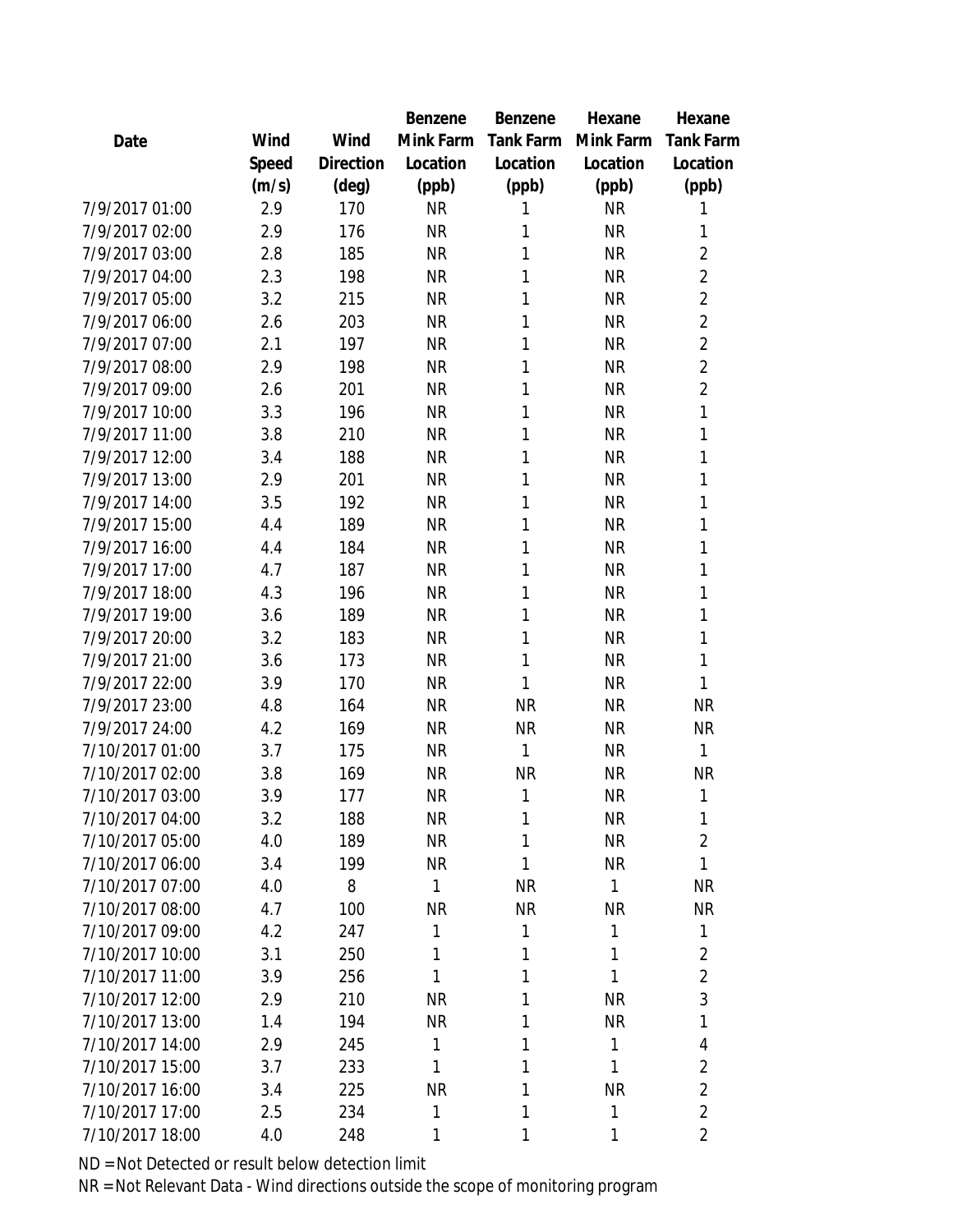| Date | Wind Speed (m/s) | Wind Direction (deg) | Benzene Mink Farm Location (ppb) | Benzene Tank Farm Location (ppb) | Hexane Mink Farm Location (ppb) | Hexane Tank Farm Location (ppb) |
|---|---|---|---|---|---|---|
| 7/9/2017 01:00 | 2.9 | 170 | NR | 1 | NR | 1 |
| 7/9/2017 02:00 | 2.9 | 176 | NR | 1 | NR | 1 |
| 7/9/2017 03:00 | 2.8 | 185 | NR | 1 | NR | 2 |
| 7/9/2017 04:00 | 2.3 | 198 | NR | 1 | NR | 2 |
| 7/9/2017 05:00 | 3.2 | 215 | NR | 1 | NR | 2 |
| 7/9/2017 06:00 | 2.6 | 203 | NR | 1 | NR | 2 |
| 7/9/2017 07:00 | 2.1 | 197 | NR | 1 | NR | 2 |
| 7/9/2017 08:00 | 2.9 | 198 | NR | 1 | NR | 2 |
| 7/9/2017 09:00 | 2.6 | 201 | NR | 1 | NR | 2 |
| 7/9/2017 10:00 | 3.3 | 196 | NR | 1 | NR | 1 |
| 7/9/2017 11:00 | 3.8 | 210 | NR | 1 | NR | 1 |
| 7/9/2017 12:00 | 3.4 | 188 | NR | 1 | NR | 1 |
| 7/9/2017 13:00 | 2.9 | 201 | NR | 1 | NR | 1 |
| 7/9/2017 14:00 | 3.5 | 192 | NR | 1 | NR | 1 |
| 7/9/2017 15:00 | 4.4 | 189 | NR | 1 | NR | 1 |
| 7/9/2017 16:00 | 4.4 | 184 | NR | 1 | NR | 1 |
| 7/9/2017 17:00 | 4.7 | 187 | NR | 1 | NR | 1 |
| 7/9/2017 18:00 | 4.3 | 196 | NR | 1 | NR | 1 |
| 7/9/2017 19:00 | 3.6 | 189 | NR | 1 | NR | 1 |
| 7/9/2017 20:00 | 3.2 | 183 | NR | 1 | NR | 1 |
| 7/9/2017 21:00 | 3.6 | 173 | NR | 1 | NR | 1 |
| 7/9/2017 22:00 | 3.9 | 170 | NR | 1 | NR | 1 |
| 7/9/2017 23:00 | 4.8 | 164 | NR | NR | NR | NR |
| 7/9/2017 24:00 | 4.2 | 169 | NR | NR | NR | NR |
| 7/10/2017 01:00 | 3.7 | 175 | NR | 1 | NR | 1 |
| 7/10/2017 02:00 | 3.8 | 169 | NR | NR | NR | NR |
| 7/10/2017 03:00 | 3.9 | 177 | NR | 1 | NR | 1 |
| 7/10/2017 04:00 | 3.2 | 188 | NR | 1 | NR | 1 |
| 7/10/2017 05:00 | 4.0 | 189 | NR | 1 | NR | 2 |
| 7/10/2017 06:00 | 3.4 | 199 | NR | 1 | NR | 1 |
| 7/10/2017 07:00 | 4.0 | 8 | 1 | NR | 1 | NR |
| 7/10/2017 08:00 | 4.7 | 100 | NR | NR | NR | NR |
| 7/10/2017 09:00 | 4.2 | 247 | 1 | 1 | 1 | 1 |
| 7/10/2017 10:00 | 3.1 | 250 | 1 | 1 | 1 | 2 |
| 7/10/2017 11:00 | 3.9 | 256 | 1 | 1 | 1 | 2 |
| 7/10/2017 12:00 | 2.9 | 210 | NR | 1 | NR | 3 |
| 7/10/2017 13:00 | 1.4 | 194 | NR | 1 | NR | 1 |
| 7/10/2017 14:00 | 2.9 | 245 | 1 | 1 | 1 | 4 |
| 7/10/2017 15:00 | 3.7 | 233 | 1 | 1 | 1 | 2 |
| 7/10/2017 16:00 | 3.4 | 225 | NR | 1 | NR | 2 |
| 7/10/2017 17:00 | 2.5 | 234 | 1 | 1 | 1 | 2 |
| 7/10/2017 18:00 | 4.0 | 248 | 1 | 1 | 1 | 2 |

ND = Not Detected or result below detection limit

NR = Not Relevant Data - Wind directions outside the scope of monitoring program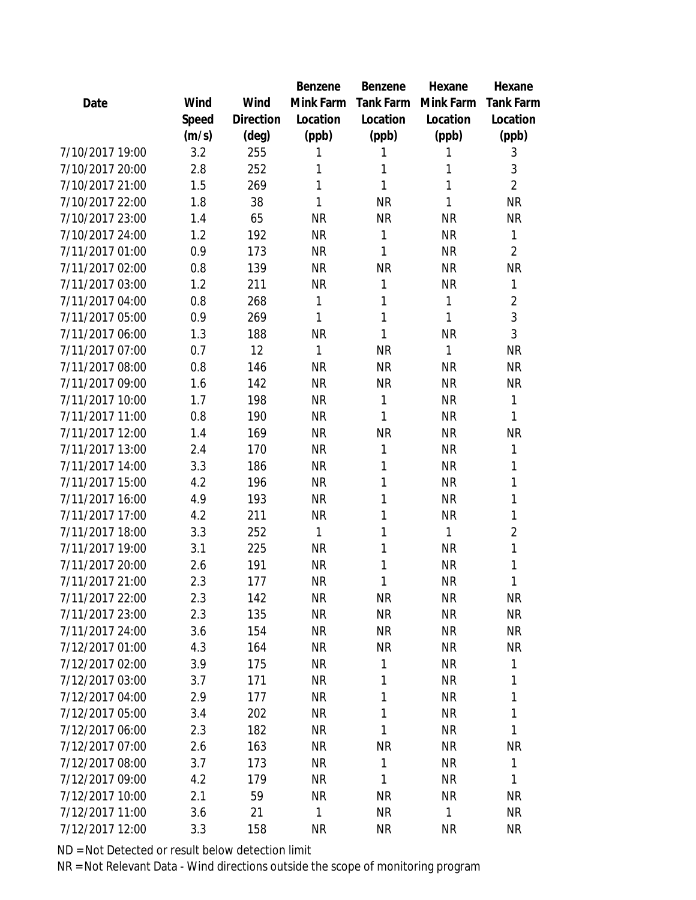| Date | Wind Speed (m/s) | Wind Direction (deg) | Benzene Mink Farm Location (ppb) | Benzene Tank Farm Location (ppb) | Hexane Mink Farm Location (ppb) | Hexane Tank Farm Location (ppb) |
|---|---|---|---|---|---|---|
| 7/10/2017 19:00 | 3.2 | 255 | 1 | 1 | 1 | 3 |
| 7/10/2017 20:00 | 2.8 | 252 | 1 | 1 | 1 | 3 |
| 7/10/2017 21:00 | 1.5 | 269 | 1 | 1 | 1 | 2 |
| 7/10/2017 22:00 | 1.8 | 38 | 1 | NR | 1 | NR |
| 7/10/2017 23:00 | 1.4 | 65 | NR | NR | NR | NR |
| 7/10/2017 24:00 | 1.2 | 192 | NR | 1 | NR | 1 |
| 7/11/2017 01:00 | 0.9 | 173 | NR | 1 | NR | 2 |
| 7/11/2017 02:00 | 0.8 | 139 | NR | NR | NR | NR |
| 7/11/2017 03:00 | 1.2 | 211 | NR | 1 | NR | 1 |
| 7/11/2017 04:00 | 0.8 | 268 | 1 | 1 | 1 | 2 |
| 7/11/2017 05:00 | 0.9 | 269 | 1 | 1 | 1 | 3 |
| 7/11/2017 06:00 | 1.3 | 188 | NR | 1 | NR | 3 |
| 7/11/2017 07:00 | 0.7 | 12 | 1 | NR | 1 | NR |
| 7/11/2017 08:00 | 0.8 | 146 | NR | NR | NR | NR |
| 7/11/2017 09:00 | 1.6 | 142 | NR | NR | NR | NR |
| 7/11/2017 10:00 | 1.7 | 198 | NR | 1 | NR | 1 |
| 7/11/2017 11:00 | 0.8 | 190 | NR | 1 | NR | 1 |
| 7/11/2017 12:00 | 1.4 | 169 | NR | NR | NR | NR |
| 7/11/2017 13:00 | 2.4 | 170 | NR | 1 | NR | 1 |
| 7/11/2017 14:00 | 3.3 | 186 | NR | 1 | NR | 1 |
| 7/11/2017 15:00 | 4.2 | 196 | NR | 1 | NR | 1 |
| 7/11/2017 16:00 | 4.9 | 193 | NR | 1 | NR | 1 |
| 7/11/2017 17:00 | 4.2 | 211 | NR | 1 | NR | 1 |
| 7/11/2017 18:00 | 3.3 | 252 | 1 | 1 | 1 | 2 |
| 7/11/2017 19:00 | 3.1 | 225 | NR | 1 | NR | 1 |
| 7/11/2017 20:00 | 2.6 | 191 | NR | 1 | NR | 1 |
| 7/11/2017 21:00 | 2.3 | 177 | NR | 1 | NR | 1 |
| 7/11/2017 22:00 | 2.3 | 142 | NR | NR | NR | NR |
| 7/11/2017 23:00 | 2.3 | 135 | NR | NR | NR | NR |
| 7/11/2017 24:00 | 3.6 | 154 | NR | NR | NR | NR |
| 7/12/2017 01:00 | 4.3 | 164 | NR | NR | NR | NR |
| 7/12/2017 02:00 | 3.9 | 175 | NR | 1 | NR | 1 |
| 7/12/2017 03:00 | 3.7 | 171 | NR | 1 | NR | 1 |
| 7/12/2017 04:00 | 2.9 | 177 | NR | 1 | NR | 1 |
| 7/12/2017 05:00 | 3.4 | 202 | NR | 1 | NR | 1 |
| 7/12/2017 06:00 | 2.3 | 182 | NR | 1 | NR | 1 |
| 7/12/2017 07:00 | 2.6 | 163 | NR | NR | NR | NR |
| 7/12/2017 08:00 | 3.7 | 173 | NR | 1 | NR | 1 |
| 7/12/2017 09:00 | 4.2 | 179 | NR | 1 | NR | 1 |
| 7/12/2017 10:00 | 2.1 | 59 | NR | NR | NR | NR |
| 7/12/2017 11:00 | 3.6 | 21 | 1 | NR | 1 | NR |
| 7/12/2017 12:00 | 3.3 | 158 | NR | NR | NR | NR |

ND = Not Detected or result below detection limit

NR = Not Relevant Data - Wind directions outside the scope of monitoring program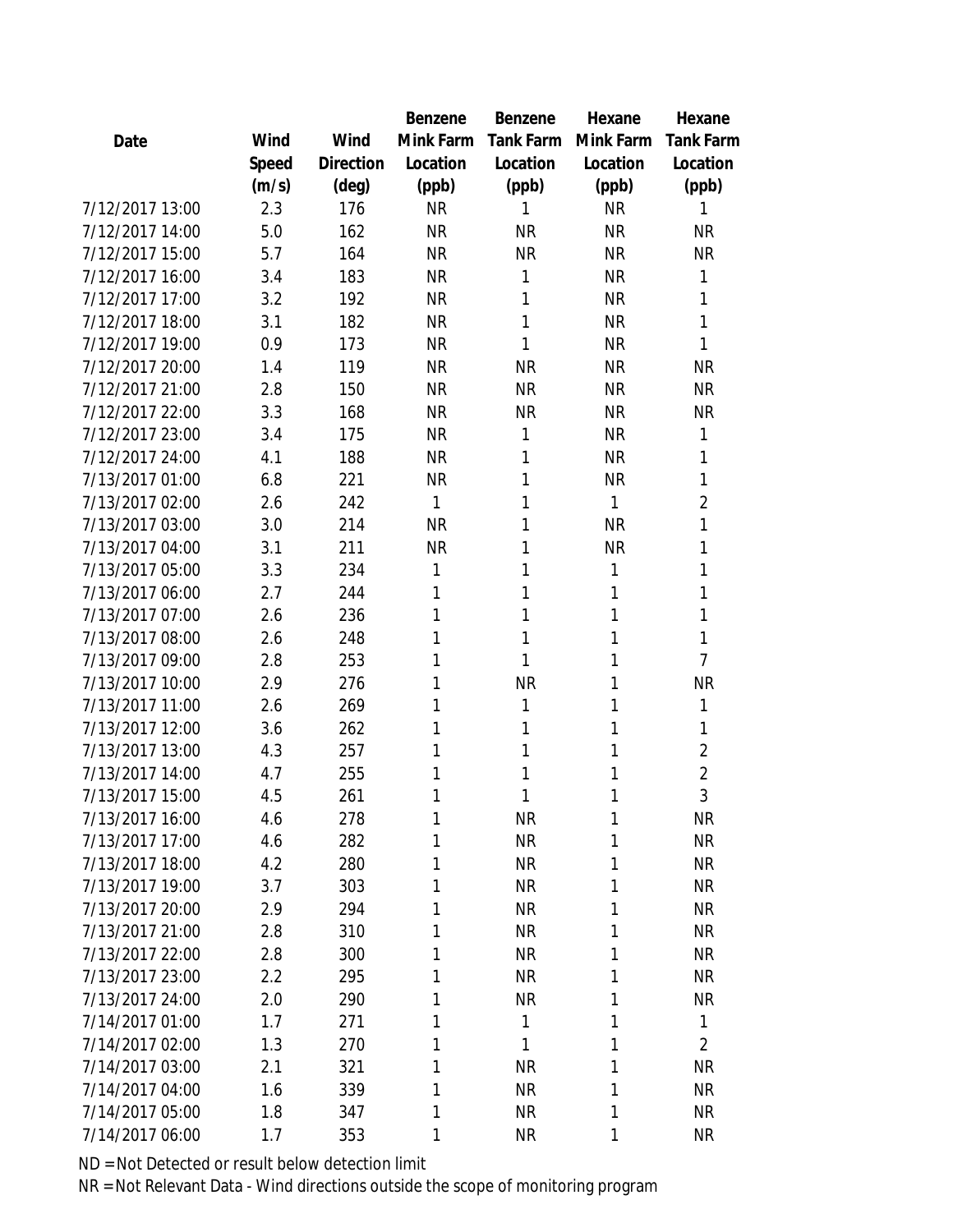| Date | Wind Speed (m/s) | Wind Direction (deg) | Benzene Mink Farm Location (ppb) | Benzene Tank Farm Location (ppb) | Hexane Mink Farm Location (ppb) | Hexane Tank Farm Location (ppb) |
|---|---|---|---|---|---|---|
| 7/12/2017 13:00 | 2.3 | 176 | NR | 1 | NR | 1 |
| 7/12/2017 14:00 | 5.0 | 162 | NR | NR | NR | NR |
| 7/12/2017 15:00 | 5.7 | 164 | NR | NR | NR | NR |
| 7/12/2017 16:00 | 3.4 | 183 | NR | 1 | NR | 1 |
| 7/12/2017 17:00 | 3.2 | 192 | NR | 1 | NR | 1 |
| 7/12/2017 18:00 | 3.1 | 182 | NR | 1 | NR | 1 |
| 7/12/2017 19:00 | 0.9 | 173 | NR | 1 | NR | 1 |
| 7/12/2017 20:00 | 1.4 | 119 | NR | NR | NR | NR |
| 7/12/2017 21:00 | 2.8 | 150 | NR | NR | NR | NR |
| 7/12/2017 22:00 | 3.3 | 168 | NR | NR | NR | NR |
| 7/12/2017 23:00 | 3.4 | 175 | NR | 1 | NR | 1 |
| 7/12/2017 24:00 | 4.1 | 188 | NR | 1 | NR | 1 |
| 7/13/2017 01:00 | 6.8 | 221 | NR | 1 | NR | 1 |
| 7/13/2017 02:00 | 2.6 | 242 | 1 | 1 | 1 | 2 |
| 7/13/2017 03:00 | 3.0 | 214 | NR | 1 | NR | 1 |
| 7/13/2017 04:00 | 3.1 | 211 | NR | 1 | NR | 1 |
| 7/13/2017 05:00 | 3.3 | 234 | 1 | 1 | 1 | 1 |
| 7/13/2017 06:00 | 2.7 | 244 | 1 | 1 | 1 | 1 |
| 7/13/2017 07:00 | 2.6 | 236 | 1 | 1 | 1 | 1 |
| 7/13/2017 08:00 | 2.6 | 248 | 1 | 1 | 1 | 1 |
| 7/13/2017 09:00 | 2.8 | 253 | 1 | 1 | 1 | 7 |
| 7/13/2017 10:00 | 2.9 | 276 | 1 | NR | 1 | NR |
| 7/13/2017 11:00 | 2.6 | 269 | 1 | 1 | 1 | 1 |
| 7/13/2017 12:00 | 3.6 | 262 | 1 | 1 | 1 | 1 |
| 7/13/2017 13:00 | 4.3 | 257 | 1 | 1 | 1 | 2 |
| 7/13/2017 14:00 | 4.7 | 255 | 1 | 1 | 1 | 2 |
| 7/13/2017 15:00 | 4.5 | 261 | 1 | 1 | 1 | 3 |
| 7/13/2017 16:00 | 4.6 | 278 | 1 | NR | 1 | NR |
| 7/13/2017 17:00 | 4.6 | 282 | 1 | NR | 1 | NR |
| 7/13/2017 18:00 | 4.2 | 280 | 1 | NR | 1 | NR |
| 7/13/2017 19:00 | 3.7 | 303 | 1 | NR | 1 | NR |
| 7/13/2017 20:00 | 2.9 | 294 | 1 | NR | 1 | NR |
| 7/13/2017 21:00 | 2.8 | 310 | 1 | NR | 1 | NR |
| 7/13/2017 22:00 | 2.8 | 300 | 1 | NR | 1 | NR |
| 7/13/2017 23:00 | 2.2 | 295 | 1 | NR | 1 | NR |
| 7/13/2017 24:00 | 2.0 | 290 | 1 | NR | 1 | NR |
| 7/14/2017 01:00 | 1.7 | 271 | 1 | 1 | 1 | 1 |
| 7/14/2017 02:00 | 1.3 | 270 | 1 | 1 | 1 | 2 |
| 7/14/2017 03:00 | 2.1 | 321 | 1 | NR | 1 | NR |
| 7/14/2017 04:00 | 1.6 | 339 | 1 | NR | 1 | NR |
| 7/14/2017 05:00 | 1.8 | 347 | 1 | NR | 1 | NR |
| 7/14/2017 06:00 | 1.7 | 353 | 1 | NR | 1 | NR |

ND = Not Detected or result below detection limit

NR = Not Relevant Data - Wind directions outside the scope of monitoring program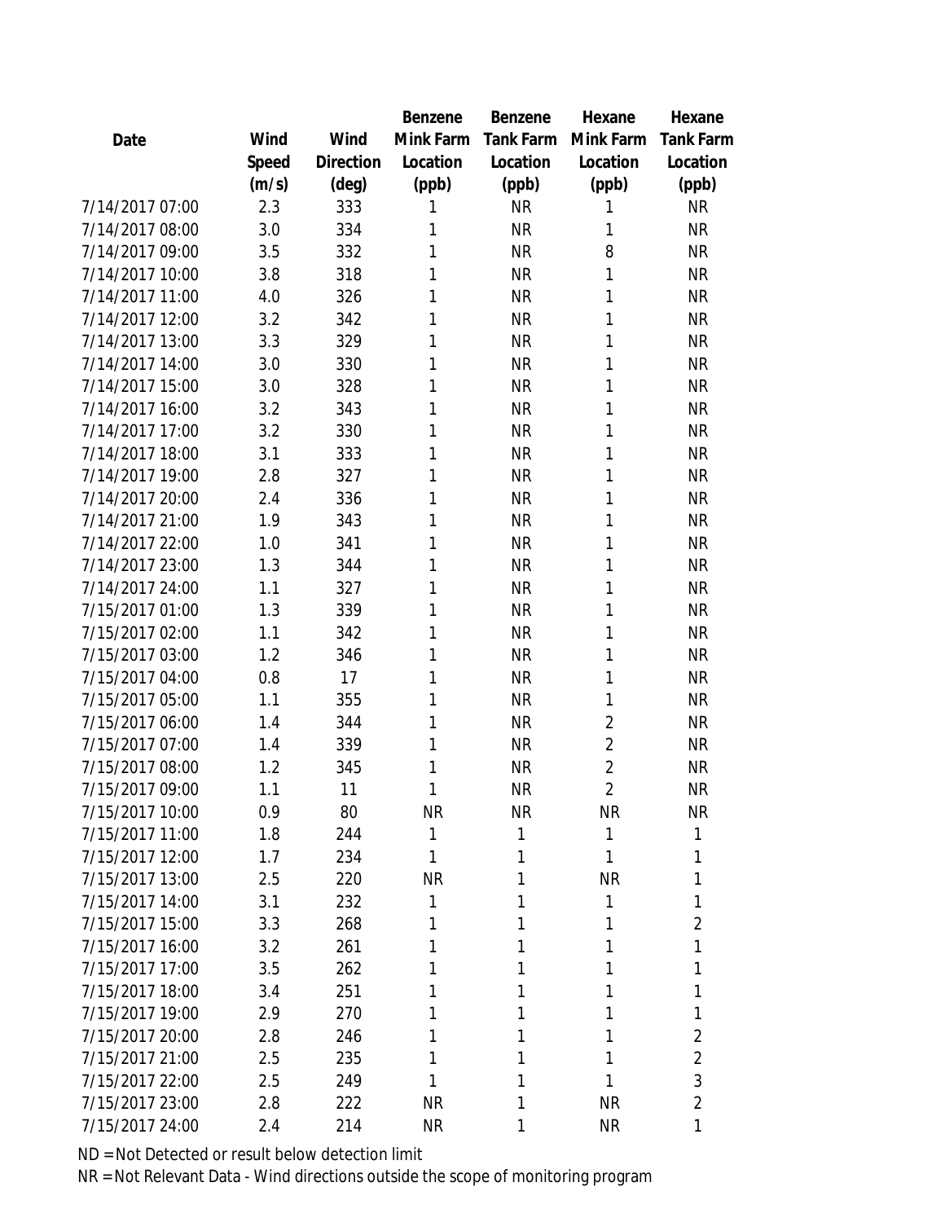| Date | Wind Speed (m/s) | Wind Direction (deg) | Benzene Mink Farm Location (ppb) | Benzene Tank Farm Location (ppb) | Hexane Mink Farm Location (ppb) | Hexane Tank Farm Location (ppb) |
|---|---|---|---|---|---|---|
| 7/14/2017 07:00 | 2.3 | 333 | 1 | NR | 1 | NR |
| 7/14/2017 08:00 | 3.0 | 334 | 1 | NR | 1 | NR |
| 7/14/2017 09:00 | 3.5 | 332 | 1 | NR | 8 | NR |
| 7/14/2017 10:00 | 3.8 | 318 | 1 | NR | 1 | NR |
| 7/14/2017 11:00 | 4.0 | 326 | 1 | NR | 1 | NR |
| 7/14/2017 12:00 | 3.2 | 342 | 1 | NR | 1 | NR |
| 7/14/2017 13:00 | 3.3 | 329 | 1 | NR | 1 | NR |
| 7/14/2017 14:00 | 3.0 | 330 | 1 | NR | 1 | NR |
| 7/14/2017 15:00 | 3.0 | 328 | 1 | NR | 1 | NR |
| 7/14/2017 16:00 | 3.2 | 343 | 1 | NR | 1 | NR |
| 7/14/2017 17:00 | 3.2 | 330 | 1 | NR | 1 | NR |
| 7/14/2017 18:00 | 3.1 | 333 | 1 | NR | 1 | NR |
| 7/14/2017 19:00 | 2.8 | 327 | 1 | NR | 1 | NR |
| 7/14/2017 20:00 | 2.4 | 336 | 1 | NR | 1 | NR |
| 7/14/2017 21:00 | 1.9 | 343 | 1 | NR | 1 | NR |
| 7/14/2017 22:00 | 1.0 | 341 | 1 | NR | 1 | NR |
| 7/14/2017 23:00 | 1.3 | 344 | 1 | NR | 1 | NR |
| 7/14/2017 24:00 | 1.1 | 327 | 1 | NR | 1 | NR |
| 7/15/2017 01:00 | 1.3 | 339 | 1 | NR | 1 | NR |
| 7/15/2017 02:00 | 1.1 | 342 | 1 | NR | 1 | NR |
| 7/15/2017 03:00 | 1.2 | 346 | 1 | NR | 1 | NR |
| 7/15/2017 04:00 | 0.8 | 17 | 1 | NR | 1 | NR |
| 7/15/2017 05:00 | 1.1 | 355 | 1 | NR | 1 | NR |
| 7/15/2017 06:00 | 1.4 | 344 | 1 | NR | 2 | NR |
| 7/15/2017 07:00 | 1.4 | 339 | 1 | NR | 2 | NR |
| 7/15/2017 08:00 | 1.2 | 345 | 1 | NR | 2 | NR |
| 7/15/2017 09:00 | 1.1 | 11 | 1 | NR | 2 | NR |
| 7/15/2017 10:00 | 0.9 | 80 | NR | NR | NR | NR |
| 7/15/2017 11:00 | 1.8 | 244 | 1 | 1 | 1 | 1 |
| 7/15/2017 12:00 | 1.7 | 234 | 1 | 1 | 1 | 1 |
| 7/15/2017 13:00 | 2.5 | 220 | NR | 1 | NR | 1 |
| 7/15/2017 14:00 | 3.1 | 232 | 1 | 1 | 1 | 1 |
| 7/15/2017 15:00 | 3.3 | 268 | 1 | 1 | 1 | 2 |
| 7/15/2017 16:00 | 3.2 | 261 | 1 | 1 | 1 | 1 |
| 7/15/2017 17:00 | 3.5 | 262 | 1 | 1 | 1 | 1 |
| 7/15/2017 18:00 | 3.4 | 251 | 1 | 1 | 1 | 1 |
| 7/15/2017 19:00 | 2.9 | 270 | 1 | 1 | 1 | 1 |
| 7/15/2017 20:00 | 2.8 | 246 | 1 | 1 | 1 | 2 |
| 7/15/2017 21:00 | 2.5 | 235 | 1 | 1 | 1 | 2 |
| 7/15/2017 22:00 | 2.5 | 249 | 1 | 1 | 1 | 3 |
| 7/15/2017 23:00 | 2.8 | 222 | NR | 1 | NR | 2 |
| 7/15/2017 24:00 | 2.4 | 214 | NR | 1 | NR | 1 |

ND = Not Detected or result below detection limit

NR = Not Relevant Data - Wind directions outside the scope of monitoring program